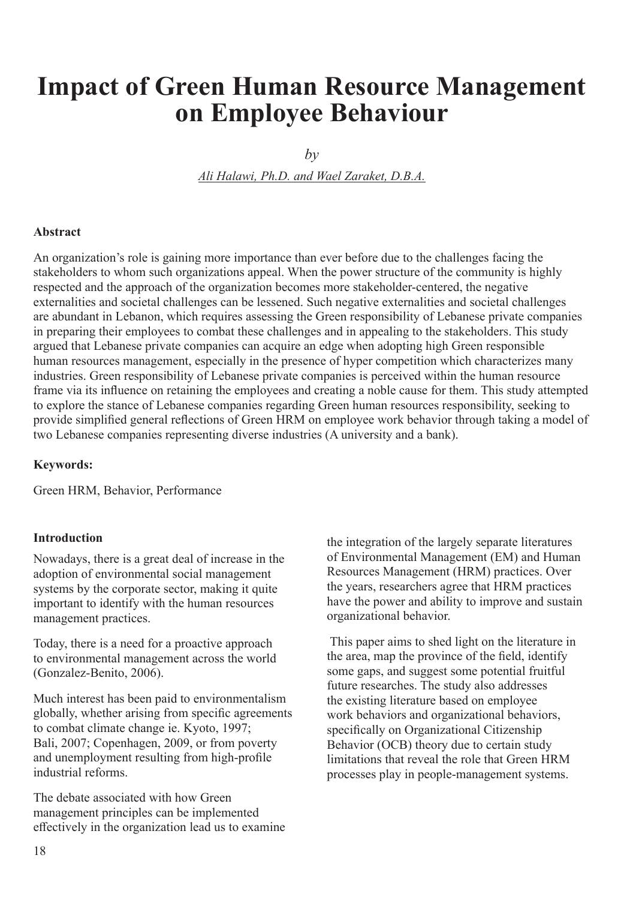# Impact of Green Human Resource Management on Employee Behaviour

*by*

*Ali Halawi, Ph.D. and Wael Zaraket, D.B.A.*

### Abstract

An organization's role is gaining more importance than ever before due to the challenges facing the stakeholders to whom such organizations appeal. When the power structure of the community is highly respected and the approach of the organization becomes more stakeholder-centered, the negative externalities and societal challenges can be lessened. Such negative externalities and societal challenges are abundant in Lebanon, which requires assessing the Green responsibility of Lebanese private companies in preparing their employees to combat these challenges and in appealing to the stakeholders. This study argued that Lebanese private companies can acquire an edge when adopting high Green responsible human resources management, especially in the presence of hyper competition which characterizes many industries. Green responsibility of Lebanese private companies is perceived within the human resource frame via its influence on retaining the employees and creating a noble cause for them. This study attempted to explore the stance of Lebanese companies regarding Green human resources responsibility, seeking to provide simplified general reflections of Green HRM on employee work behavior through taking a model of two Lebanese companies representing diverse industries (A university and a bank).

### Keywords:

Green HRM, Behavior, Performance

### Introduction

Nowadays, there is a great deal of increase in the adoption of environmental social management systems by the corporate sector, making it quite important to identify with the human resources management practices.

Today, there is a need for a proactive approach to environmental management across the world (Gonzalez-Benito, 2006).

Much interest has been paid to environmentalism globally, whether arising from specific agreements to combat climate change ie. Kyoto, 1997; Bali, 2007; Copenhagen, 2009, or from poverty and unemployment resulting from high-profile industrial reforms.

The debate associated with how Green management principles can be implemented effectively in the organization lead us to examine the integration of the largely separate literatures of Environmental Management (EM) and Human Resources Management (HRM) practices. Over the years, researchers agree that HRM practices have the power and ability to improve and sustain organizational behavior.

This paper aims to shed light on the literature in the area, map the province of the field, identify some gaps, and suggest some potential fruitful future researches. The study also addresses the existing literature based on employee work behaviors and organizational behaviors, specifically on Organizational Citizenship Behavior (OCB) theory due to certain study limitations that reveal the role that Green HRM processes play in people-management systems.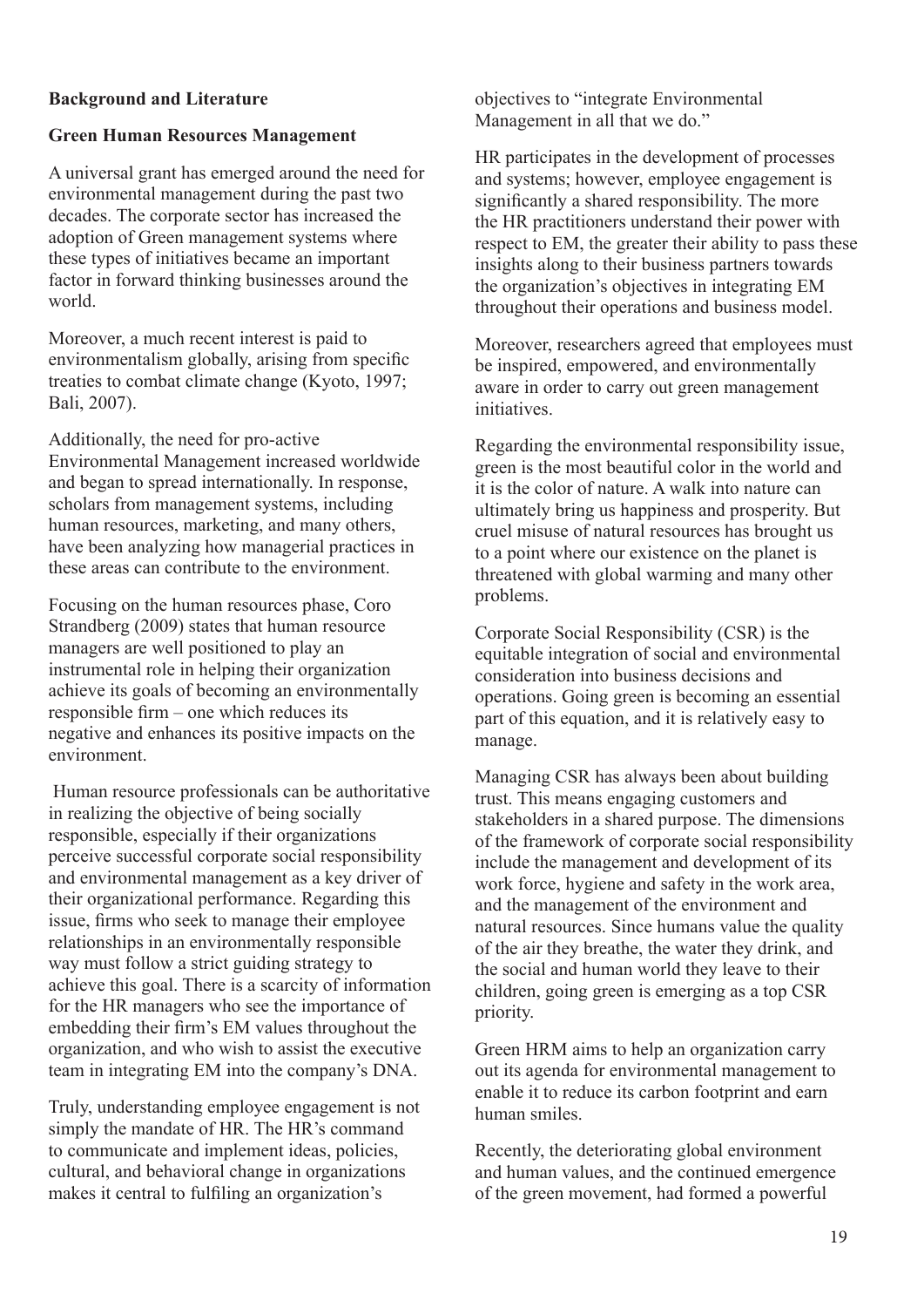**Background and Literature**

**Green Human Resources Management**

A universal grant has emerged around the need for environmental management during the past two decades. The corporate sector has increased the adoption of Green management systems where these types of initiatives became an important factor in forward thinking businesses around the world.

Moreover, a much recent interest is paid to environmentalism globally, arising from specific treaties to combat climate change (Kyoto, 1997; Bali, 2007).

Additionally, the need for pro-active Environmental Management increased worldwide and began to spread internationally. In response, scholars from management systems, including human resources, marketing, and many others, have been analyzing how managerial practices in these areas can contribute to the environment.

Focusing on the human resources phase, Coro Strandberg (2009) states that human resource managers are well positioned to play an instrumental role in helping their organization achieve its goals of becoming an environmentally responsible firm – one which reduces its negative and enhances its positive impacts on the environment.

Human resource professionals can be authoritative in realizing the objective of being socially responsible, especially if their organizations perceive successful corporate social responsibility and environmental management as a key driver of their organizational performance. Regarding this issue, firms who seek to manage their employee relationships in an environmentally responsible way must follow a strict guiding strategy to achieve this goal. There is a scarcity of information for the HR managers who see the importance of embedding their firm's EM values throughout the organization, and who wish to assist the executive team in integrating EM into the company's DNA.

Truly, understanding employee engagement is not simply the mandate of HR. The HR's command to communicate and implement ideas, policies, cultural, and behavioral change in organizations makes it central to fulfiling an organization's objectives to "integrate Environmental Management in all that we do."

HR participates in the development of processes and systems; however, employee engagement is significantly a shared responsibility. The more the HR practitioners understand their power with respect to EM, the greater their ability to pass these insights along to their business partners towards the organization's objectives in integrating EM throughout their operations and business model.

Moreover, researchers agreed that employees must be inspired, empowered, and environmentally aware in order to carry out green management initiatives.

Regarding the environmental responsibility issue, green is the most beautiful color in the world and it is the color of nature. A walk into nature can ultimately bring us happiness and prosperity. But cruel misuse of natural resources has brought us to a point where our existence on the planet is threatened with global warming and many other problems.

Corporate Social Responsibility (CSR) is the equitable integration of social and environmental consideration into business decisions and operations. Going green is becoming an essential part of this equation, and it is relatively easy to manage.

Managing CSR has always been about building trust. This means engaging customers and stakeholders in a shared purpose. The dimensions of the framework of corporate social responsibility include the management and development of its work force, hygiene and safety in the work area, and the management of the environment and natural resources. Since humans value the quality of the air they breathe, the water they drink, and the social and human world they leave to their children, going green is emerging as a top CSR priority.

Green HRM aims to help an organization carry out its agenda for environmental management to enable it to reduce its carbon footprint and earn human smiles.

Recently, the deteriorating global environment and human values, and the continued emergence of the green movement, had formed a powerful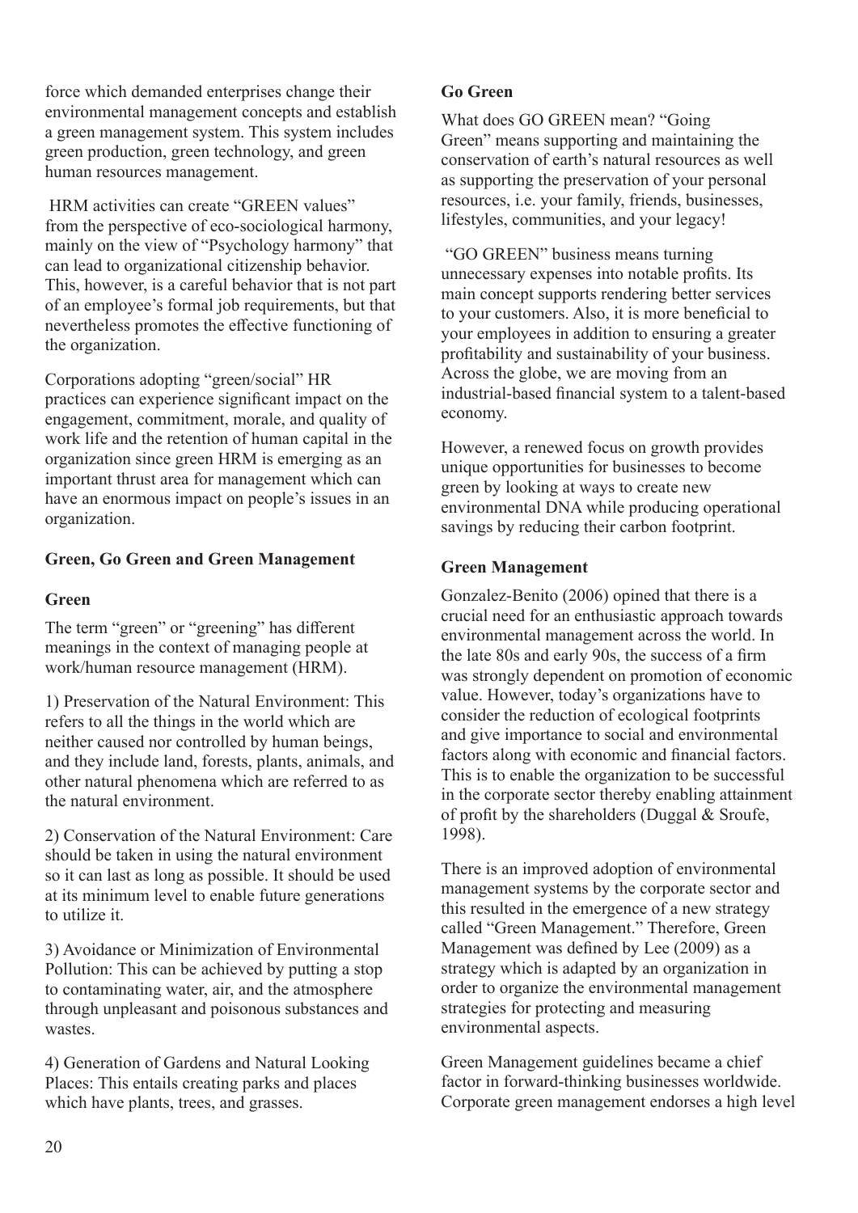force which demanded enterprises change their environmental management concepts and establish a green management system. This system includes green production, green technology, and green human resources management.

HRM activities can create "GREEN values" from the perspective of eco-sociological harmony, mainly on the view of "Psychology harmony" that can lead to organizational citizenship behavior. This, however, is a careful behavior that is not part of an employee's formal job requirements, but that nevertheless promotes the effective functioning of the organization.

Corporations adopting "green/social" HR practices can experience significant impact on the engagement, commitment, morale, and quality of work life and the retention of human capital in the organization since green HRM is emerging as an important thrust area for management which can have an enormous impact on people's issues in an organization.

**Green, Go Green and Green Management**

**Green**

The term "green" or "greening" has different meanings in the context of managing people at work/human resource management (HRM).

1) Preservation of the Natural Environment: This refers to all the things in the world which are neither caused nor controlled by human beings, and they include land, forests, plants, animals, and other natural phenomena which are referred to as the natural environment.

2) Conservation of the Natural Environment: Care should be taken in using the natural environment so it can last as long as possible. It should be used at its minimum level to enable future generations to utilize it.

3) Avoidance or Minimization of Environmental Pollution: This can be achieved by putting a stop to contaminating water, air, and the atmosphere through unpleasant and poisonous substances and wastes.

4) Generation of Gardens and Natural Looking Places: This entails creating parks and places which have plants, trees, and grasses.

**Go Green**

What does GO GREEN mean? "Going Green" means supporting and maintaining the conservation of earth's natural resources as well as supporting the preservation of your personal resources, i.e. your family, friends, businesses, lifestyles, communities, and your legacy!

"GO GREEN" business means turning unnecessary expenses into notable profits. Its main concept supports rendering better services to your customers. Also, it is more beneficial to your employees in addition to ensuring a greater profitability and sustainability of your business. Across the globe, we are moving from an industrial-based financial system to a talent-based economy.

However, a renewed focus on growth provides unique opportunities for businesses to become green by looking at ways to create new environmental DNA while producing operational savings by reducing their carbon footprint.

**Green Management**

Gonzalez-Benito (2006) opined that there is a crucial need for an enthusiastic approach towards environmental management across the world. In the late 80s and early 90s, the success of a firm was strongly dependent on promotion of economic value. However, today's organizations have to consider the reduction of ecological footprints and give importance to social and environmental factors along with economic and financial factors. This is to enable the organization to be successful in the corporate sector thereby enabling attainment of profit by the shareholders (Duggal & Sroufe, 1998).

There is an improved adoption of environmental management systems by the corporate sector and this resulted in the emergence of a new strategy called "Green Management." Therefore, Green Management was defined by Lee (2009) as a strategy which is adapted by an organization in order to organize the environmental management strategies for protecting and measuring environmental aspects.

Green Management guidelines became a chief factor in forward-thinking businesses worldwide. Corporate green management endorses a high level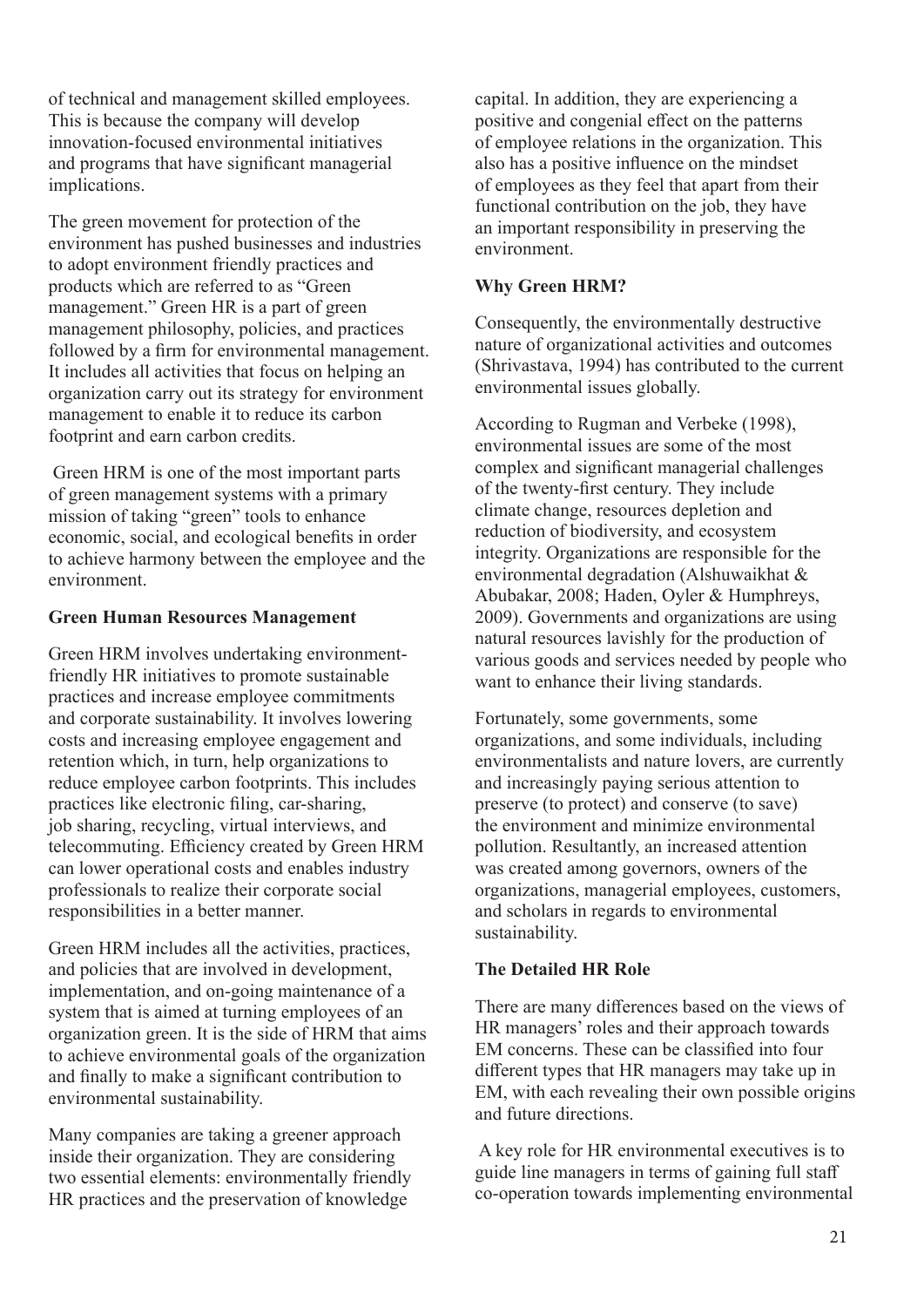of technical and management skilled employees. This is because the company will develop innovation-focused environmental initiatives and programs that have significant managerial implications.

The green movement for protection of the environment has pushed businesses and industries to adopt environment friendly practices and products which are referred to as "Green management." Green HR is a part of green management philosophy, policies, and practices followed by a firm for environmental management. It includes all activities that focus on helping an organization carry out its strategy for environment management to enable it to reduce its carbon footprint and earn carbon credits.

Green HRM is one of the most important parts of green management systems with a primary mission of taking "green" tools to enhance economic, social, and ecological benefits in order to achieve harmony between the employee and the environment.

**Green Human Resources Management**

Green HRM involves undertaking environment-friendly HR initiatives to promote sustainable practices and increase employee commitments and corporate sustainability. It involves lowering costs and increasing employee engagement and retention which, in turn, help organizations to reduce employee carbon footprints. This includes practices like electronic filing, car-sharing, job sharing, recycling, virtual interviews, and telecommuting. Efficiency created by Green HRM can lower operational costs and enables industry professionals to realize their corporate social responsibilities in a better manner.

Green HRM includes all the activities, practices, and policies that are involved in development, implementation, and on-going maintenance of a system that is aimed at turning employees of an organization green. It is the side of HRM that aims to achieve environmental goals of the organization and finally to make a significant contribution to environmental sustainability.

Many companies are taking a greener approach inside their organization. They are considering two essential elements: environmentally friendly HR practices and the preservation of knowledge capital. In addition, they are experiencing a positive and congenial effect on the patterns of employee relations in the organization. This also has a positive influence on the mindset of employees as they feel that apart from their functional contribution on the job, they have an important responsibility in preserving the environment.

**Why Green HRM?**

Consequently, the environmentally destructive nature of organizational activities and outcomes (Shrivastava, 1994) has contributed to the current environmental issues globally.

According to Rugman and Verbeke (1998), environmental issues are some of the most complex and significant managerial challenges of the twenty-first century. They include climate change, resources depletion and reduction of biodiversity, and ecosystem integrity. Organizations are responsible for the environmental degradation (Alshuwaikhat & Abubakar, 2008; Haden, Oyler & Humphreys, 2009). Governments and organizations are using natural resources lavishly for the production of various goods and services needed by people who want to enhance their living standards.

Fortunately, some governments, some organizations, and some individuals, including environmentalists and nature lovers, are currently and increasingly paying serious attention to preserve (to protect) and conserve (to save) the environment and minimize environmental pollution. Resultantly, an increased attention was created among governors, owners of the organizations, managerial employees, customers, and scholars in regards to environmental sustainability.

**The Detailed HR Role**

There are many differences based on the views of HR managers' roles and their approach towards EM concerns. These can be classified into four different types that HR managers may take up in EM, with each revealing their own possible origins and future directions.

A key role for HR environmental executives is to guide line managers in terms of gaining full staff co-operation towards implementing environmental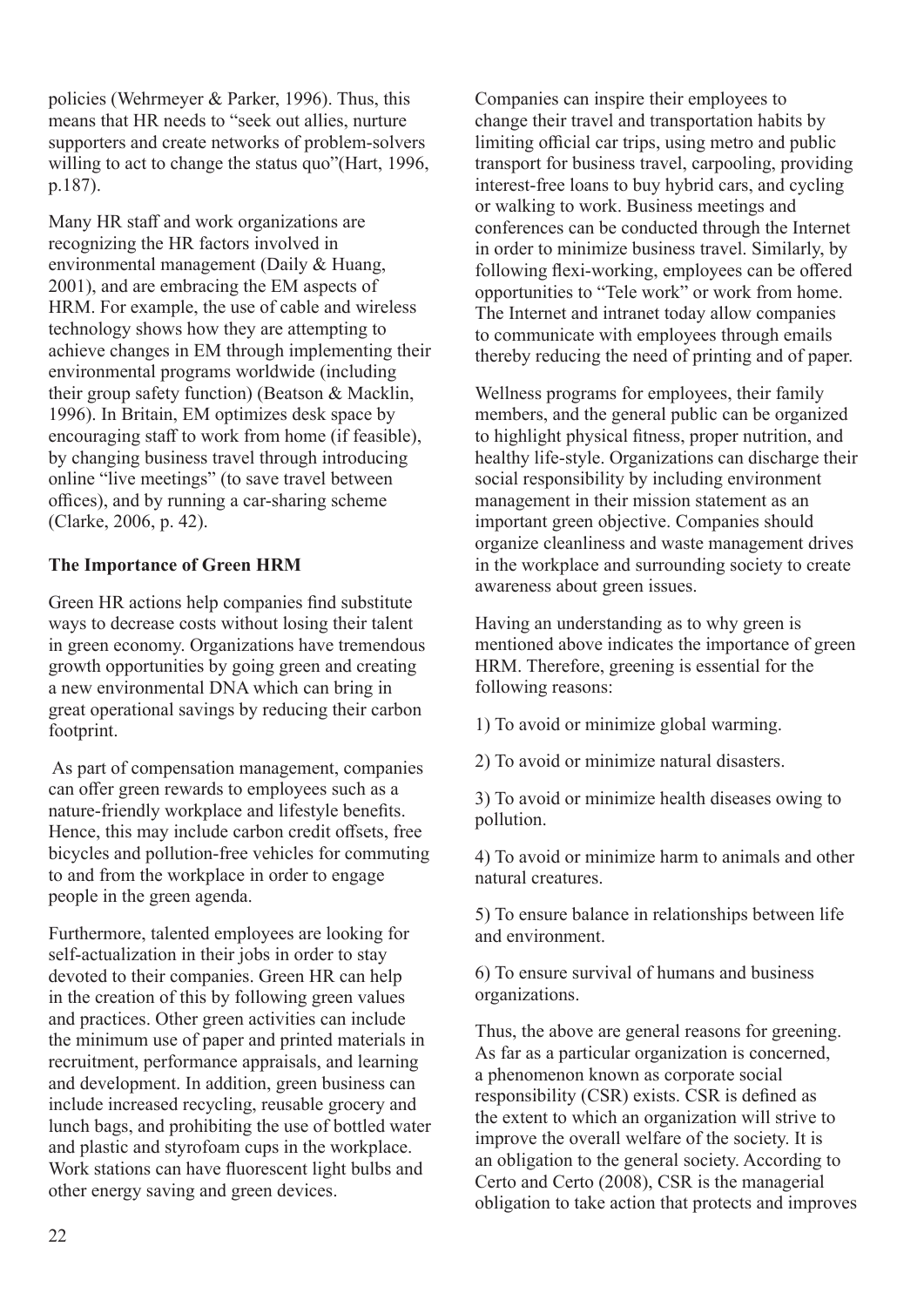policies (Wehrmeyer & Parker, 1996). Thus, this means that HR needs to "seek out allies, nurture supporters and create networks of problem-solvers willing to act to change the status quo"(Hart, 1996, p.187).

Many HR staff and work organizations are recognizing the HR factors involved in environmental management (Daily & Huang, 2001), and are embracing the EM aspects of HRM. For example, the use of cable and wireless technology shows how they are attempting to achieve changes in EM through implementing their environmental programs worldwide (including their group safety function) (Beatson & Macklin, 1996). In Britain, EM optimizes desk space by encouraging staff to work from home (if feasible), by changing business travel through introducing online "live meetings" (to save travel between offices), and by running a car-sharing scheme (Clarke, 2006, p. 42).

**The Importance of Green HRM**

Green HR actions help companies find substitute ways to decrease costs without losing their talent in green economy. Organizations have tremendous growth opportunities by going green and creating a new environmental DNA which can bring in great operational savings by reducing their carbon footprint.

As part of compensation management, companies can offer green rewards to employees such as a nature-friendly workplace and lifestyle benefits. Hence, this may include carbon credit offsets, free bicycles and pollution-free vehicles for commuting to and from the workplace in order to engage people in the green agenda.

Furthermore, talented employees are looking for self-actualization in their jobs in order to stay devoted to their companies. Green HR can help in the creation of this by following green values and practices. Other green activities can include the minimum use of paper and printed materials in recruitment, performance appraisals, and learning and development. In addition, green business can include increased recycling, reusable grocery and lunch bags, and prohibiting the use of bottled water and plastic and styrofoam cups in the workplace. Work stations can have fluorescent light bulbs and other energy saving and green devices.

Companies can inspire their employees to change their travel and transportation habits by limiting official car trips, using metro and public transport for business travel, carpooling, providing interest-free loans to buy hybrid cars, and cycling or walking to work. Business meetings and conferences can be conducted through the Internet in order to minimize business travel. Similarly, by following flexi-working, employees can be offered opportunities to "Tele work" or work from home. The Internet and intranet today allow companies to communicate with employees through emails thereby reducing the need of printing and of paper.

Wellness programs for employees, their family members, and the general public can be organized to highlight physical fitness, proper nutrition, and healthy life-style. Organizations can discharge their social responsibility by including environment management in their mission statement as an important green objective. Companies should organize cleanliness and waste management drives in the workplace and surrounding society to create awareness about green issues.

Having an understanding as to why green is mentioned above indicates the importance of green HRM. Therefore, greening is essential for the following reasons:

1) To avoid or minimize global warming.

2) To avoid or minimize natural disasters.

3) To avoid or minimize health diseases owing to pollution.

4) To avoid or minimize harm to animals and other natural creatures.

5) To ensure balance in relationships between life and environment.

6) To ensure survival of humans and business organizations.

Thus, the above are general reasons for greening. As far as a particular organization is concerned, a phenomenon known as corporate social responsibility (CSR) exists. CSR is defined as the extent to which an organization will strive to improve the overall welfare of the society. It is an obligation to the general society. According to Certo and Certo (2008), CSR is the managerial obligation to take action that protects and improves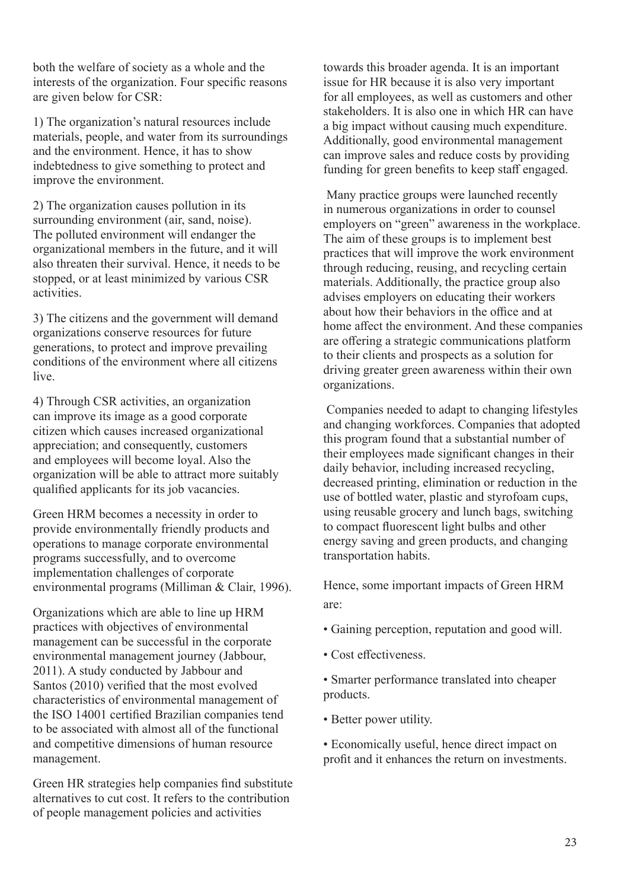both the welfare of society as a whole and the interests of the organization. Four specific reasons are given below for CSR:

1) The organization's natural resources include materials, people, and water from its surroundings and the environment. Hence, it has to show indebtedness to give something to protect and improve the environment.

2) The organization causes pollution in its surrounding environment (air, sand, noise). The polluted environment will endanger the organizational members in the future, and it will also threaten their survival. Hence, it needs to be stopped, or at least minimized by various CSR activities.

3) The citizens and the government will demand organizations conserve resources for future generations, to protect and improve prevailing conditions of the environment where all citizens live.

4) Through CSR activities, an organization can improve its image as a good corporate citizen which causes increased organizational appreciation; and consequently, customers and employees will become loyal. Also the organization will be able to attract more suitably qualified applicants for its job vacancies.

Green HRM becomes a necessity in order to provide environmentally friendly products and operations to manage corporate environmental programs successfully, and to overcome implementation challenges of corporate environmental programs (Milliman & Clair, 1996).

Organizations which are able to line up HRM practices with objectives of environmental management can be successful in the corporate environmental management journey (Jabbour, 2011). A study conducted by Jabbour and Santos (2010) verified that the most evolved characteristics of environmental management of the ISO 14001 certified Brazilian companies tend to be associated with almost all of the functional and competitive dimensions of human resource management.

Green HR strategies help companies find substitute alternatives to cut cost. It refers to the contribution of people management policies and activities towards this broader agenda. It is an important issue for HR because it is also very important for all employees, as well as customers and other stakeholders. It is also one in which HR can have a big impact without causing much expenditure. Additionally, good environmental management can improve sales and reduce costs by providing funding for green benefits to keep staff engaged.

Many practice groups were launched recently in numerous organizations in order to counsel employers on "green" awareness in the workplace. The aim of these groups is to implement best practices that will improve the work environment through reducing, reusing, and recycling certain materials. Additionally, the practice group also advises employers on educating their workers about how their behaviors in the office and at home affect the environment. And these companies are offering a strategic communications platform to their clients and prospects as a solution for driving greater green awareness within their own organizations.

Companies needed to adapt to changing lifestyles and changing workforces. Companies that adopted this program found that a substantial number of their employees made significant changes in their daily behavior, including increased recycling, decreased printing, elimination or reduction in the use of bottled water, plastic and styrofoam cups, using reusable grocery and lunch bags, switching to compact fluorescent light bulbs and other energy saving and green products, and changing transportation habits.

Hence, some important impacts of Green HRM are:

- Gaining perception, reputation and good will.
- Cost effectiveness.
- Smarter performance translated into cheaper products.
- Better power utility.
- Economically useful, hence direct impact on profit and it enhances the return on investments.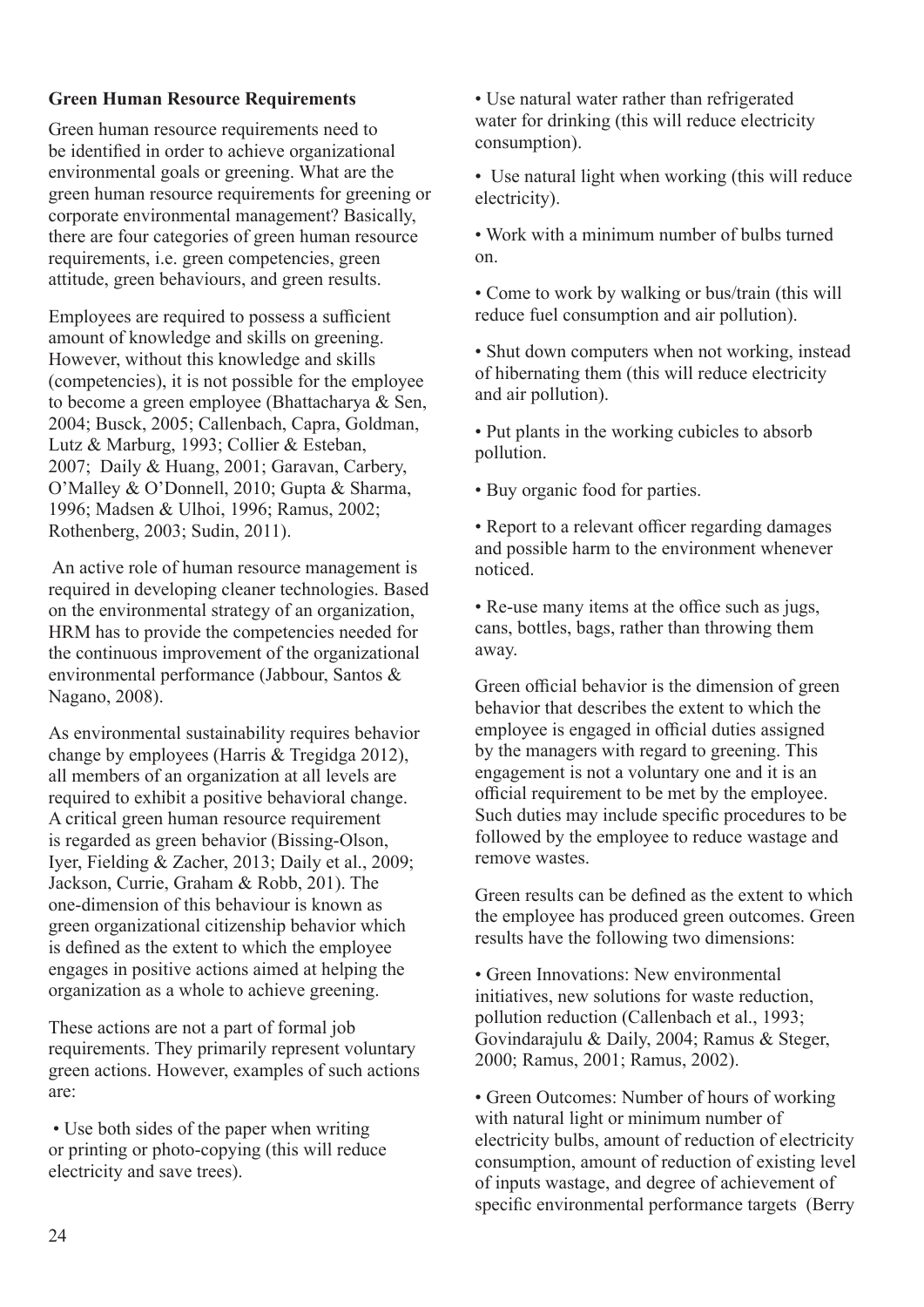**Green Human Resource Requirements**

Green human resource requirements need to be identified in order to achieve organizational environmental goals or greening. What are the green human resource requirements for greening or corporate environmental management? Basically, there are four categories of green human resource requirements, i.e. green competencies, green attitude, green behaviours, and green results.

Employees are required to possess a sufficient amount of knowledge and skills on greening. However, without this knowledge and skills (competencies), it is not possible for the employee to become a green employee (Bhattacharya & Sen, 2004; Busck, 2005; Callenbach, Capra, Goldman, Lutz & Marburg, 1993; Collier & Esteban, 2007; Daily & Huang, 2001; Garavan, Carbery, O'Malley & O'Donnell, 2010; Gupta & Sharma, 1996; Madsen & Ulhoi, 1996; Ramus, 2002; Rothenberg, 2003; Sudin, 2011).

An active role of human resource management is required in developing cleaner technologies. Based on the environmental strategy of an organization, HRM has to provide the competencies needed for the continuous improvement of the organizational environmental performance (Jabbour, Santos & Nagano, 2008).

As environmental sustainability requires behavior change by employees (Harris & Tregidga 2012), all members of an organization at all levels are required to exhibit a positive behavioral change. A critical green human resource requirement is regarded as green behavior (Bissing-Olson, Iyer, Fielding & Zacher, 2013; Daily et al., 2009; Jackson, Currie, Graham & Robb, 201). The one-dimension of this behaviour is known as green organizational citizenship behavior which is defined as the extent to which the employee engages in positive actions aimed at helping the organization as a whole to achieve greening.

These actions are not a part of formal job requirements. They primarily represent voluntary green actions. However, examples of such actions are:

- Use both sides of the paper when writing or printing or photo-copying (this will reduce electricity and save trees).
- Use natural water rather than refrigerated water for drinking (this will reduce electricity consumption).
- Use natural light when working (this will reduce electricity).
- Work with a minimum number of bulbs turned on.
- Come to work by walking or bus/train (this will reduce fuel consumption and air pollution).
- Shut down computers when not working, instead of hibernating them (this will reduce electricity and air pollution).
- Put plants in the working cubicles to absorb pollution.
- Buy organic food for parties.
- Report to a relevant officer regarding damages and possible harm to the environment whenever noticed.
- Re-use many items at the office such as jugs, cans, bottles, bags, rather than throwing them away.

Green official behavior is the dimension of green behavior that describes the extent to which the employee is engaged in official duties assigned by the managers with regard to greening. This engagement is not a voluntary one and it is an official requirement to be met by the employee. Such duties may include specific procedures to be followed by the employee to reduce wastage and remove wastes.

Green results can be defined as the extent to which the employee has produced green outcomes. Green results have the following two dimensions:

- Green Innovations: New environmental initiatives, new solutions for waste reduction, pollution reduction (Callenbach et al., 1993; Govindarajulu & Daily, 2004; Ramus & Steger, 2000; Ramus, 2001; Ramus, 2002).
- Green Outcomes: Number of hours of working with natural light or minimum number of electricity bulbs, amount of reduction of electricity consumption, amount of reduction of existing level of inputs wastage, and degree of achievement of specific environmental performance targets (Berry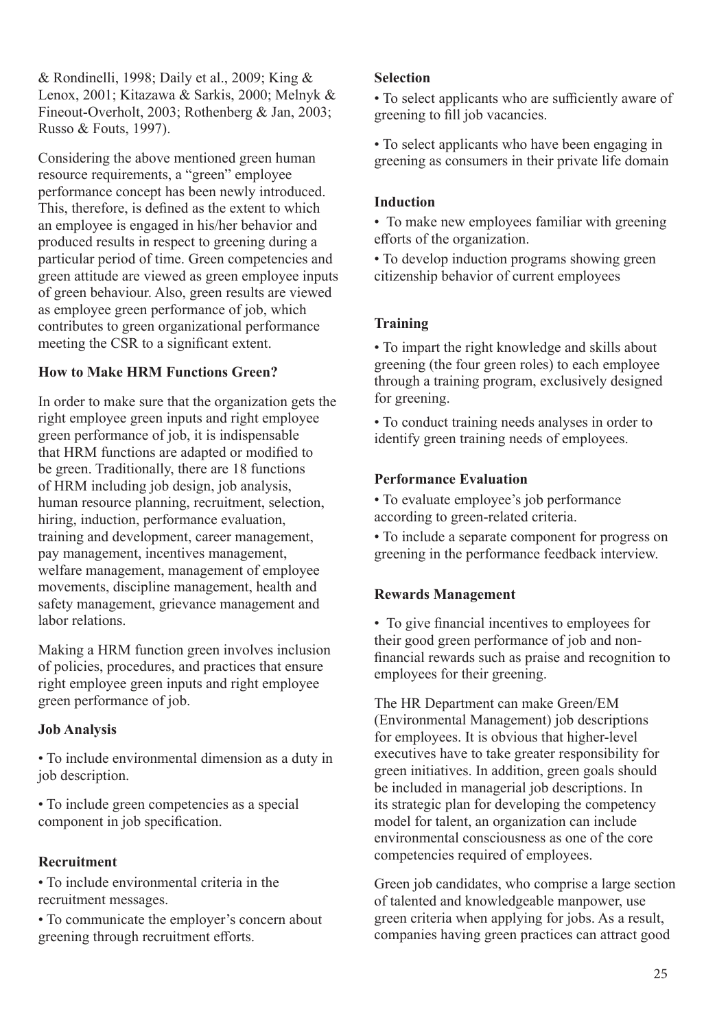& Rondinelli, 1998; Daily et al., 2009; King & Lenox, 2001; Kitazawa & Sarkis, 2000; Melnyk & Fineout-Overholt, 2003; Rothenberg & Jan, 2003; Russo & Fouts, 1997).

Considering the above mentioned green human resource requirements, a "green" employee performance concept has been newly introduced. This, therefore, is defined as the extent to which an employee is engaged in his/her behavior and produced results in respect to greening during a particular period of time. Green competencies and green attitude are viewed as green employee inputs of green behaviour. Also, green results are viewed as employee green performance of job, which contributes to green organizational performance meeting the CSR to a significant extent.

### How to Make HRM Functions Green?

In order to make sure that the organization gets the right employee green inputs and right employee green performance of job, it is indispensable that HRM functions are adapted or modified to be green. Traditionally, there are 18 functions of HRM including job design, job analysis, human resource planning, recruitment, selection, hiring, induction, performance evaluation, training and development, career management, pay management, incentives management, welfare management, management of employee movements, discipline management, health and safety management, grievance management and labor relations.

Making a HRM function green involves inclusion of policies, procedures, and practices that ensure right employee green inputs and right employee green performance of job.

#### Job Analysis

- To include environmental dimension as a duty in job description.
- To include green competencies as a special component in job specification.

#### Recruitment

- To include environmental criteria in the recruitment messages.
- To communicate the employer's concern about greening through recruitment efforts.

#### Selection

- To select applicants who are sufficiently aware of greening to fill job vacancies.
- To select applicants who have been engaging in greening as consumers in their private life domain

#### Induction

- To make new employees familiar with greening efforts of the organization.
- To develop induction programs showing green citizenship behavior of current employees

#### Training

- To impart the right knowledge and skills about greening (the four green roles) to each employee through a training program, exclusively designed for greening.
- To conduct training needs analyses in order to identify green training needs of employees.

#### Performance Evaluation

- To evaluate employee's job performance according to green-related criteria.
- To include a separate component for progress on greening in the performance feedback interview.

#### Rewards Management

- To give financial incentives to employees for their good green performance of job and non-financial rewards such as praise and recognition to employees for their greening.

The HR Department can make Green/EM (Environmental Management) job descriptions for employees. It is obvious that higher-level executives have to take greater responsibility for green initiatives. In addition, green goals should be included in managerial job descriptions. In its strategic plan for developing the competency model for talent, an organization can include environmental consciousness as one of the core competencies required of employees.

Green job candidates, who comprise a large section of talented and knowledgeable manpower, use green criteria when applying for jobs. As a result, companies having green practices can attract good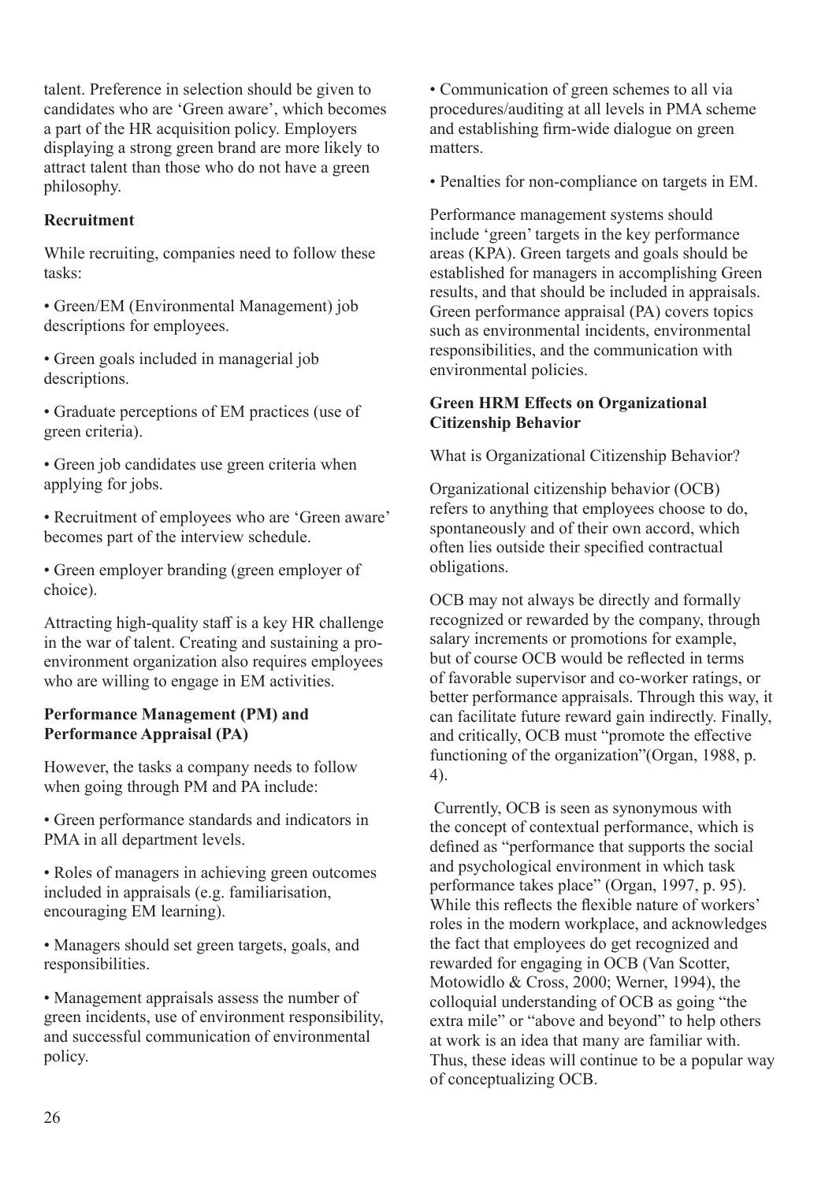talent. Preference in selection should be given to candidates who are 'Green aware', which becomes a part of the HR acquisition policy. Employers displaying a strong green brand are more likely to attract talent than those who do not have a green philosophy.

**Recruitment**

While recruiting, companies need to follow these tasks:

- Green/EM (Environmental Management) job descriptions for employees.
- Green goals included in managerial job descriptions.
- Graduate perceptions of EM practices (use of green criteria).
- Green job candidates use green criteria when applying for jobs.
- Recruitment of employees who are 'Green aware' becomes part of the interview schedule.
- Green employer branding (green employer of choice).

Attracting high-quality staff is a key HR challenge in the war of talent. Creating and sustaining a pro-environment organization also requires employees who are willing to engage in EM activities.

**Performance Management (PM) and Performance Appraisal (PA)**

However, the tasks a company needs to follow when going through PM and PA include:

- Green performance standards and indicators in PMA in all department levels.
- Roles of managers in achieving green outcomes included in appraisals (e.g. familiarisation, encouraging EM learning).
- Managers should set green targets, goals, and responsibilities.
- Management appraisals assess the number of green incidents, use of environment responsibility, and successful communication of environmental policy.
- Communication of green schemes to all via procedures/auditing at all levels in PMA scheme and establishing firm-wide dialogue on green matters.
- Penalties for non-compliance on targets in EM.

Performance management systems should include 'green' targets in the key performance areas (KPA). Green targets and goals should be established for managers in accomplishing Green results, and that should be included in appraisals. Green performance appraisal (PA) covers topics such as environmental incidents, environmental responsibilities, and the communication with environmental policies.

**Green HRM Effects on Organizational Citizenship Behavior**

What is Organizational Citizenship Behavior?

Organizational citizenship behavior (OCB) refers to anything that employees choose to do, spontaneously and of their own accord, which often lies outside their specified contractual obligations.

OCB may not always be directly and formally recognized or rewarded by the company, through salary increments or promotions for example, but of course OCB would be reflected in terms of favorable supervisor and co-worker ratings, or better performance appraisals. Through this way, it can facilitate future reward gain indirectly. Finally, and critically, OCB must "promote the effective functioning of the organization"(Organ, 1988, p. 4).

Currently, OCB is seen as synonymous with the concept of contextual performance, which is defined as "performance that supports the social and psychological environment in which task performance takes place" (Organ, 1997, p. 95). While this reflects the flexible nature of workers' roles in the modern workplace, and acknowledges the fact that employees do get recognized and rewarded for engaging in OCB (Van Scotter, Motowidlo & Cross, 2000; Werner, 1994), the colloquial understanding of OCB as going "the extra mile" or "above and beyond" to help others at work is an idea that many are familiar with. Thus, these ideas will continue to be a popular way of conceptualizing OCB.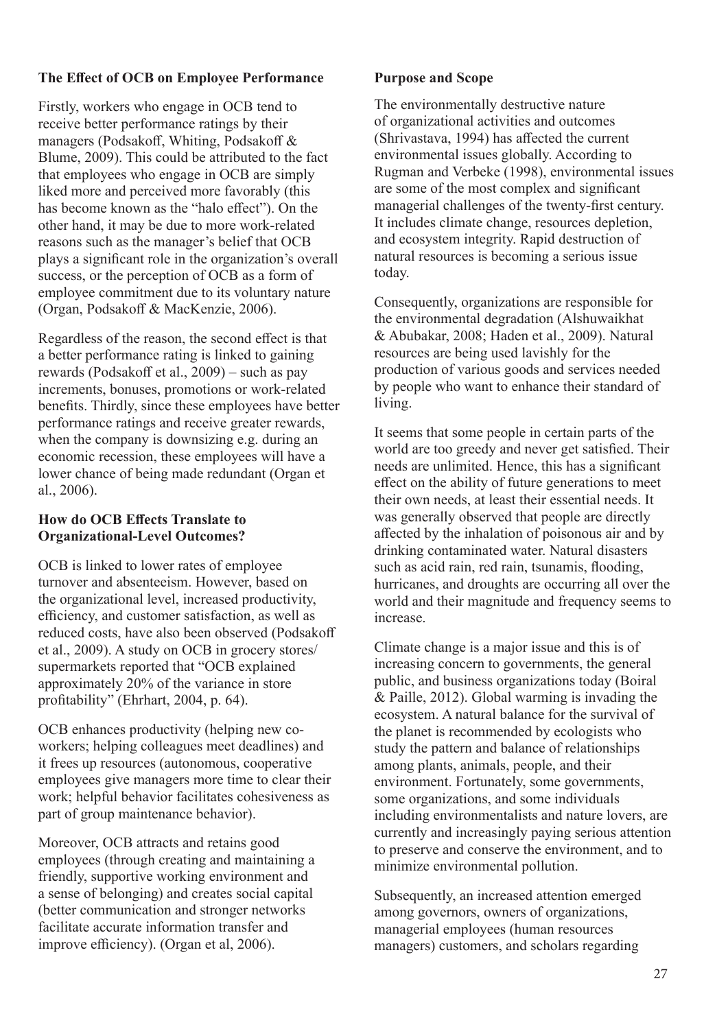### The Effect of OCB on Employee Performance

Firstly, workers who engage in OCB tend to receive better performance ratings by their managers (Podsakoff, Whiting, Podsakoff & Blume, 2009). This could be attributed to the fact that employees who engage in OCB are simply liked more and perceived more favorably (this has become known as the "halo effect"). On the other hand, it may be due to more work-related reasons such as the manager's belief that OCB plays a significant role in the organization's overall success, or the perception of OCB as a form of employee commitment due to its voluntary nature (Organ, Podsakoff & MacKenzie, 2006).

Regardless of the reason, the second effect is that a better performance rating is linked to gaining rewards (Podsakoff et al., 2009) – such as pay increments, bonuses, promotions or work-related benefits. Thirdly, since these employees have better performance ratings and receive greater rewards, when the company is downsizing e.g. during an economic recession, these employees will have a lower chance of being made redundant (Organ et al., 2006).

### How do OCB Effects Translate to Organizational-Level Outcomes?

OCB is linked to lower rates of employee turnover and absenteeism. However, based on the organizational level, increased productivity, efficiency, and customer satisfaction, as well as reduced costs, have also been observed (Podsakoff et al., 2009). A study on OCB in grocery stores/supermarkets reported that "OCB explained approximately 20% of the variance in store profitability" (Ehrhart, 2004, p. 64).

OCB enhances productivity (helping new co-workers; helping colleagues meet deadlines) and it frees up resources (autonomous, cooperative employees give managers more time to clear their work; helpful behavior facilitates cohesiveness as part of group maintenance behavior).

Moreover, OCB attracts and retains good employees (through creating and maintaining a friendly, supportive working environment and a sense of belonging) and creates social capital (better communication and stronger networks facilitate accurate information transfer and improve efficiency). (Organ et al, 2006).

### Purpose and Scope

The environmentally destructive nature of organizational activities and outcomes (Shrivastava, 1994) has affected the current environmental issues globally. According to Rugman and Verbeke (1998), environmental issues are some of the most complex and significant managerial challenges of the twenty-first century. It includes climate change, resources depletion, and ecosystem integrity. Rapid destruction of natural resources is becoming a serious issue today.

Consequently, organizations are responsible for the environmental degradation (Alshuwaikhat & Abubakar, 2008; Haden et al., 2009). Natural resources are being used lavishly for the production of various goods and services needed by people who want to enhance their standard of living.

It seems that some people in certain parts of the world are too greedy and never get satisfied. Their needs are unlimited. Hence, this has a significant effect on the ability of future generations to meet their own needs, at least their essential needs. It was generally observed that people are directly affected by the inhalation of poisonous air and by drinking contaminated water. Natural disasters such as acid rain, red rain, tsunamis, flooding, hurricanes, and droughts are occurring all over the world and their magnitude and frequency seems to increase.

Climate change is a major issue and this is of increasing concern to governments, the general public, and business organizations today (Boiral & Paille, 2012). Global warming is invading the ecosystem. A natural balance for the survival of the planet is recommended by ecologists who study the pattern and balance of relationships among plants, animals, people, and their environment. Fortunately, some governments, some organizations, and some individuals including environmentalists and nature lovers, are currently and increasingly paying serious attention to preserve and conserve the environment, and to minimize environmental pollution.

Subsequently, an increased attention emerged among governors, owners of organizations, managerial employees (human resources managers) customers, and scholars regarding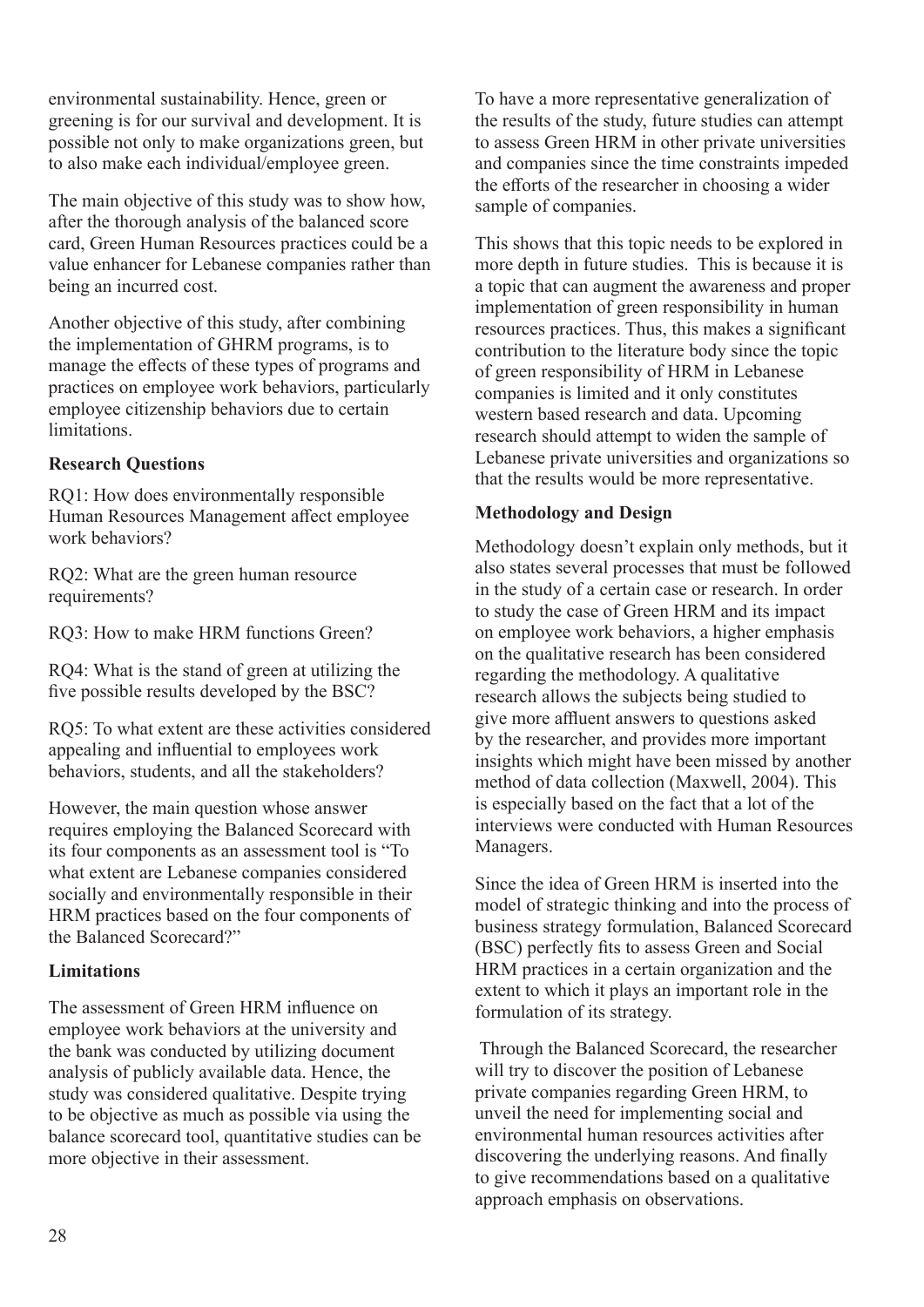environmental sustainability. Hence, green or greening is for our survival and development. It is possible not only to make organizations green, but to also make each individual/employee green.

The main objective of this study was to show how, after the thorough analysis of the balanced score card, Green Human Resources practices could be a value enhancer for Lebanese companies rather than being an incurred cost.

Another objective of this study, after combining the implementation of GHRM programs, is to manage the effects of these types of programs and practices on employee work behaviors, particularly employee citizenship behaviors due to certain limitations.

**Research Questions**

RQ1: How does environmentally responsible Human Resources Management affect employee work behaviors?

RQ2: What are the green human resource requirements?

RQ3: How to make HRM functions Green?

RQ4: What is the stand of green at utilizing the five possible results developed by the BSC?

RQ5: To what extent are these activities considered appealing and influential to employees work behaviors, students, and all the stakeholders?

However, the main question whose answer requires employing the Balanced Scorecard with its four components as an assessment tool is "To what extent are Lebanese companies considered socially and environmentally responsible in their HRM practices based on the four components of the Balanced Scorecard?"

**Limitations**

The assessment of Green HRM influence on employee work behaviors at the university and the bank was conducted by utilizing document analysis of publicly available data. Hence, the study was considered qualitative. Despite trying to be objective as much as possible via using the balance scorecard tool, quantitative studies can be more objective in their assessment.

To have a more representative generalization of the results of the study, future studies can attempt to assess Green HRM in other private universities and companies since the time constraints impeded the efforts of the researcher in choosing a wider sample of companies.

This shows that this topic needs to be explored in more depth in future studies. This is because it is a topic that can augment the awareness and proper implementation of green responsibility in human resources practices. Thus, this makes a significant contribution to the literature body since the topic of green responsibility of HRM in Lebanese companies is limited and it only constitutes western based research and data. Upcoming research should attempt to widen the sample of Lebanese private universities and organizations so that the results would be more representative.

**Methodology and Design**

Methodology doesn't explain only methods, but it also states several processes that must be followed in the study of a certain case or research. In order to study the case of Green HRM and its impact on employee work behaviors, a higher emphasis on the qualitative research has been considered regarding the methodology. A qualitative research allows the subjects being studied to give more affluent answers to questions asked by the researcher, and provides more important insights which might have been missed by another method of data collection (Maxwell, 2004). This is especially based on the fact that a lot of the interviews were conducted with Human Resources Managers.

Since the idea of Green HRM is inserted into the model of strategic thinking and into the process of business strategy formulation, Balanced Scorecard (BSC) perfectly fits to assess Green and Social HRM practices in a certain organization and the extent to which it plays an important role in the formulation of its strategy.

Through the Balanced Scorecard, the researcher will try to discover the position of Lebanese private companies regarding Green HRM, to unveil the need for implementing social and environmental human resources activities after discovering the underlying reasons. And finally to give recommendations based on a qualitative approach emphasis on observations.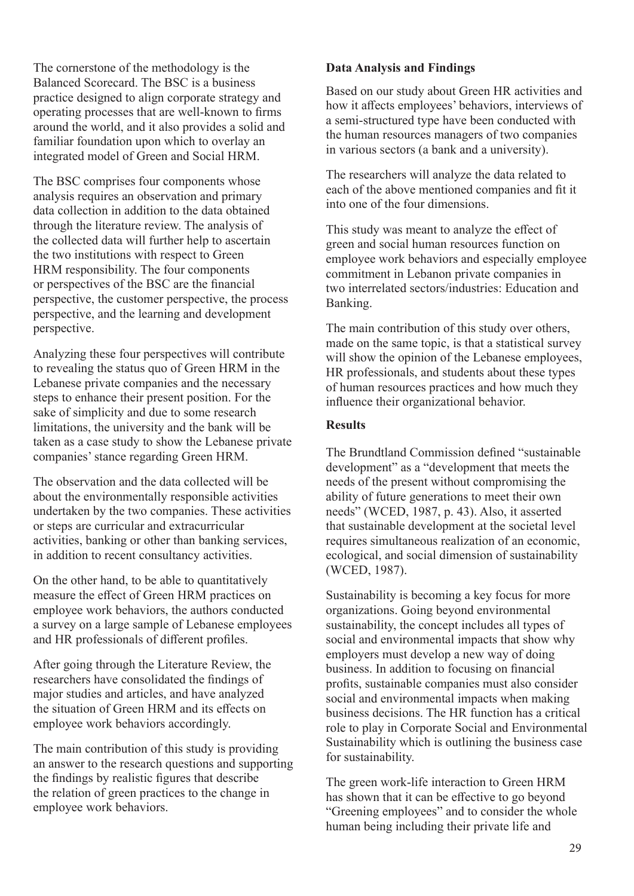The cornerstone of the methodology is the Balanced Scorecard. The BSC is a business practice designed to align corporate strategy and operating processes that are well-known to firms around the world, and it also provides a solid and familiar foundation upon which to overlay an integrated model of Green and Social HRM.

The BSC comprises four components whose analysis requires an observation and primary data collection in addition to the data obtained through the literature review. The analysis of the collected data will further help to ascertain the two institutions with respect to Green HRM responsibility. The four components or perspectives of the BSC are the financial perspective, the customer perspective, the process perspective, and the learning and development perspective.

Analyzing these four perspectives will contribute to revealing the status quo of Green HRM in the Lebanese private companies and the necessary steps to enhance their present position. For the sake of simplicity and due to some research limitations, the university and the bank will be taken as a case study to show the Lebanese private companies' stance regarding Green HRM.

The observation and the data collected will be about the environmentally responsible activities undertaken by the two companies. These activities or steps are curricular and extracurricular activities, banking or other than banking services, in addition to recent consultancy activities.

On the other hand, to be able to quantitatively measure the effect of Green HRM practices on employee work behaviors, the authors conducted a survey on a large sample of Lebanese employees and HR professionals of different profiles.

After going through the Literature Review, the researchers have consolidated the findings of major studies and articles, and have analyzed the situation of Green HRM and its effects on employee work behaviors accordingly.

The main contribution of this study is providing an answer to the research questions and supporting the findings by realistic figures that describe the relation of green practices to the change in employee work behaviors.

**Data Analysis and Findings**

Based on our study about Green HR activities and how it affects employees' behaviors, interviews of a semi-structured type have been conducted with the human resources managers of two companies in various sectors (a bank and a university).

The researchers will analyze the data related to each of the above mentioned companies and fit it into one of the four dimensions.

This study was meant to analyze the effect of green and social human resources function on employee work behaviors and especially employee commitment in Lebanon private companies in two interrelated sectors/industries: Education and Banking.

The main contribution of this study over others, made on the same topic, is that a statistical survey will show the opinion of the Lebanese employees, HR professionals, and students about these types of human resources practices and how much they influence their organizational behavior.

**Results**

The Brundtland Commission defined "sustainable development" as a "development that meets the needs of the present without compromising the ability of future generations to meet their own needs" (WCED, 1987, p. 43). Also, it asserted that sustainable development at the societal level requires simultaneous realization of an economic, ecological, and social dimension of sustainability (WCED, 1987).

Sustainability is becoming a key focus for more organizations. Going beyond environmental sustainability, the concept includes all types of social and environmental impacts that show why employers must develop a new way of doing business. In addition to focusing on financial profits, sustainable companies must also consider social and environmental impacts when making business decisions. The HR function has a critical role to play in Corporate Social and Environmental Sustainability which is outlining the business case for sustainability.

The green work-life interaction to Green HRM has shown that it can be effective to go beyond "Greening employees" and to consider the whole human being including their private life and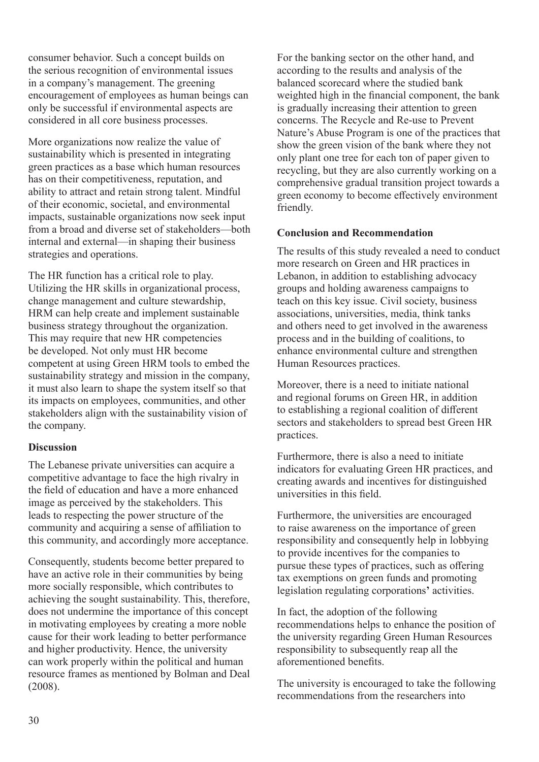consumer behavior. Such a concept builds on the serious recognition of environmental issues in a company's management. The greening encouragement of employees as human beings can only be successful if environmental aspects are considered in all core business processes.

More organizations now realize the value of sustainability which is presented in integrating green practices as a base which human resources has on their competitiveness, reputation, and ability to attract and retain strong talent. Mindful of their economic, societal, and environmental impacts, sustainable organizations now seek input from a broad and diverse set of stakeholders—both internal and external—in shaping their business strategies and operations.

The HR function has a critical role to play. Utilizing the HR skills in organizational process, change management and culture stewardship, HRM can help create and implement sustainable business strategy throughout the organization. This may require that new HR competencies be developed. Not only must HR become competent at using Green HRM tools to embed the sustainability strategy and mission in the company, it must also learn to shape the system itself so that its impacts on employees, communities, and other stakeholders align with the sustainability vision of the company.

**Discussion**

The Lebanese private universities can acquire a competitive advantage to face the high rivalry in the field of education and have a more enhanced image as perceived by the stakeholders. This leads to respecting the power structure of the community and acquiring a sense of affiliation to this community, and accordingly more acceptance.

Consequently, students become better prepared to have an active role in their communities by being more socially responsible, which contributes to achieving the sought sustainability. This, therefore, does not undermine the importance of this concept in motivating employees by creating a more noble cause for their work leading to better performance and higher productivity. Hence, the university can work properly within the political and human resource frames as mentioned by Bolman and Deal (2008).

For the banking sector on the other hand, and according to the results and analysis of the balanced scorecard where the studied bank weighted high in the financial component, the bank is gradually increasing their attention to green concerns. The Recycle and Re-use to Prevent Nature's Abuse Program is one of the practices that show the green vision of the bank where they not only plant one tree for each ton of paper given to recycling, but they are also currently working on a comprehensive gradual transition project towards a green economy to become effectively environment friendly.

**Conclusion and Recommendation**

The results of this study revealed a need to conduct more research on Green and HR practices in Lebanon, in addition to establishing advocacy groups and holding awareness campaigns to teach on this key issue. Civil society, business associations, universities, media, think tanks and others need to get involved in the awareness process and in the building of coalitions, to enhance environmental culture and strengthen Human Resources practices.

Moreover, there is a need to initiate national and regional forums on Green HR, in addition to establishing a regional coalition of different sectors and stakeholders to spread best Green HR practices.

Furthermore, there is also a need to initiate indicators for evaluating Green HR practices, and creating awards and incentives for distinguished universities in this field.

Furthermore, the universities are encouraged to raise awareness on the importance of green responsibility and consequently help in lobbying to provide incentives for the companies to pursue these types of practices, such as offering tax exemptions on green funds and promoting legislation regulating corporations**'** activities.

In fact, the adoption of the following recommendations helps to enhance the position of the university regarding Green Human Resources responsibility to subsequently reap all the aforementioned benefits.

The university is encouraged to take the following recommendations from the researchers into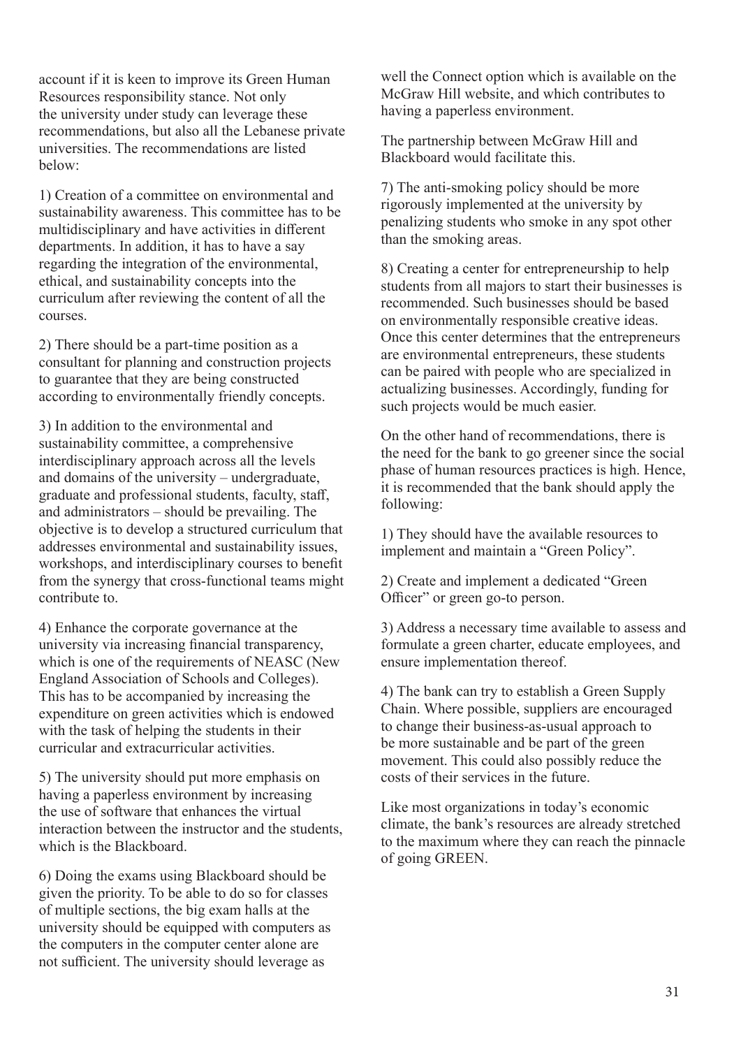account if it is keen to improve its Green Human Resources responsibility stance. Not only the university under study can leverage these recommendations, but also all the Lebanese private universities. The recommendations are listed below:

1) Creation of a committee on environmental and sustainability awareness. This committee has to be multidisciplinary and have activities in different departments. In addition, it has to have a say regarding the integration of the environmental, ethical, and sustainability concepts into the curriculum after reviewing the content of all the courses.

2) There should be a part-time position as a consultant for planning and construction projects to guarantee that they are being constructed according to environmentally friendly concepts.

3) In addition to the environmental and sustainability committee, a comprehensive interdisciplinary approach across all the levels and domains of the university – undergraduate, graduate and professional students, faculty, staff, and administrators – should be prevailing. The objective is to develop a structured curriculum that addresses environmental and sustainability issues, workshops, and interdisciplinary courses to benefit from the synergy that cross-functional teams might contribute to.

4) Enhance the corporate governance at the university via increasing financial transparency, which is one of the requirements of NEASC (New England Association of Schools and Colleges). This has to be accompanied by increasing the expenditure on green activities which is endowed with the task of helping the students in their curricular and extracurricular activities.

5) The university should put more emphasis on having a paperless environment by increasing the use of software that enhances the virtual interaction between the instructor and the students, which is the Blackboard.

6) Doing the exams using Blackboard should be given the priority. To be able to do so for classes of multiple sections, the big exam halls at the university should be equipped with computers as the computers in the computer center alone are not sufficient. The university should leverage as well the Connect option which is available on the McGraw Hill website, and which contributes to having a paperless environment.

The partnership between McGraw Hill and Blackboard would facilitate this.

7) The anti-smoking policy should be more rigorously implemented at the university by penalizing students who smoke in any spot other than the smoking areas.

8) Creating a center for entrepreneurship to help students from all majors to start their businesses is recommended. Such businesses should be based on environmentally responsible creative ideas. Once this center determines that the entrepreneurs are environmental entrepreneurs, these students can be paired with people who are specialized in actualizing businesses. Accordingly, funding for such projects would be much easier.

On the other hand of recommendations, there is the need for the bank to go greener since the social phase of human resources practices is high. Hence, it is recommended that the bank should apply the following:

1) They should have the available resources to implement and maintain a "Green Policy".

2) Create and implement a dedicated "Green Officer" or green go-to person.

3) Address a necessary time available to assess and formulate a green charter, educate employees, and ensure implementation thereof.

4) The bank can try to establish a Green Supply Chain. Where possible, suppliers are encouraged to change their business-as-usual approach to be more sustainable and be part of the green movement. This could also possibly reduce the costs of their services in the future.

Like most organizations in today's economic climate, the bank's resources are already stretched to the maximum where they can reach the pinnacle of going GREEN.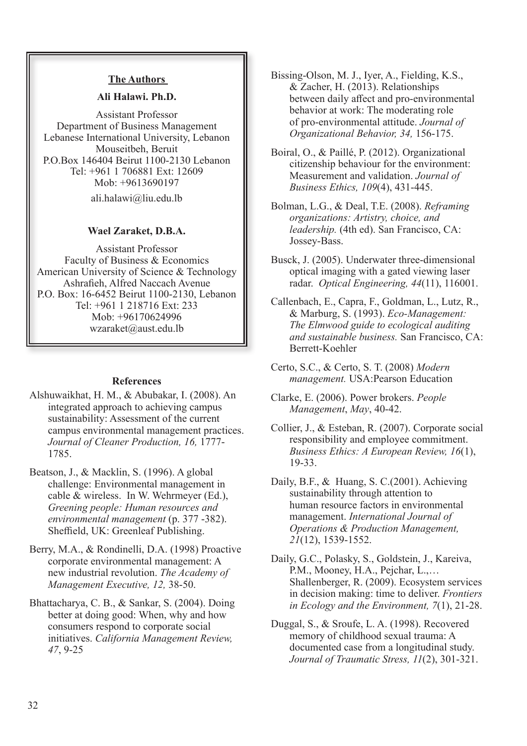### The Authors

**Ali Halawi. Ph.D.**

Assistant Professor
Department of Business Management
Lebanese International University, Lebanon
Mouseitbeh, Beruit
P.O.Box 146404 Beirut 1100-2130 Lebanon
Tel: +961 1 706881 Ext: 12609
Mob: +9613690197
ali.halawi@liu.edu.lb

**Wael Zaraket, D.B.A.**

Assistant Professor
Faculty of Business & Economics
American University of Science & Technology
Ashrafieh, Alfred Naccach Avenue
P.O. Box: 16-6452 Beirut 1100-2130, Lebanon
Tel: +961 1 218716 Ext: 233
Mob: +96170624996
wzaraket@aust.edu.lb

### References

Alshuwaikhat, H. M., & Abubakar, I. (2008). An integrated approach to achieving campus sustainability: Assessment of the current campus environmental management practices. *Journal of Cleaner Production, 16,* 1777-1785.

Beatson, J., & Macklin, S. (1996). A global challenge: Environmental management in cable & wireless. In W. Wehrmeyer (Ed.), *Greening people: Human resources and environmental management* (p. 377 -382). Sheffield, UK: Greenleaf Publishing.

Berry, M.A., & Rondinelli, D.A. (1998) Proactive corporate environmental management: A new industrial revolution. *The Academy of Management Executive, 12,* 38-50.

Bhattacharya, C. B., & Sankar, S. (2004). Doing better at doing good: When, why and how consumers respond to corporate social initiatives. *California Management Review, 47*, 9-25

Bissing-Olson, M. J., Iyer, A., Fielding, K.S., & Zacher, H. (2013). Relationships between daily affect and pro-environmental behavior at work: The moderating role of pro-environmental attitude. *Journal of Organizational Behavior, 34,* 156-175.

Boiral, O., & Paillé, P. (2012). Organizational citizenship behaviour for the environment: Measurement and validation. *Journal of Business Ethics, 109*(4), 431-445.

Bolman, L.G., & Deal, T.E. (2008). *Reframing organizations: Artistry, choice, and leadership.* (4th ed). San Francisco, CA: Jossey-Bass.

Busck, J. (2005). Underwater three-dimensional optical imaging with a gated viewing laser radar. *Optical Engineering, 44*(11), 116001.

Callenbach, E., Capra, F., Goldman, L., Lutz, R., & Marburg, S. (1993). *Eco-Management: The Elmwood guide to ecological auditing and sustainable business.* San Francisco, CA: Berrett-Koehler

Certo, S.C., & Certo, S. T. (2008) *Modern management.* USA:Pearson Education

Clarke, E. (2006). Power brokers. *People Management*, *May*, 40-42.

Collier, J., & Esteban, R. (2007). Corporate social responsibility and employee commitment. *Business Ethics: A European Review, 16*(1), 19-33.

Daily, B.F., & Huang, S. C.(2001). Achieving sustainability through attention to human resource factors in environmental management. *International Journal of Operations & Production Management, 21*(12), 1539-1552.

Daily, G.C., Polasky, S., Goldstein, J., Kareiva, P.M., Mooney, H.A., Pejchar, L.,… Shallenberger, R. (2009). Ecosystem services in decision making: time to deliver. *Frontiers in Ecology and the Environment, 7*(1), 21-28.

Duggal, S., & Sroufe, L. A. (1998). Recovered memory of childhood sexual trauma: A documented case from a longitudinal study. *Journal of Traumatic Stress, 11*(2), 301-321.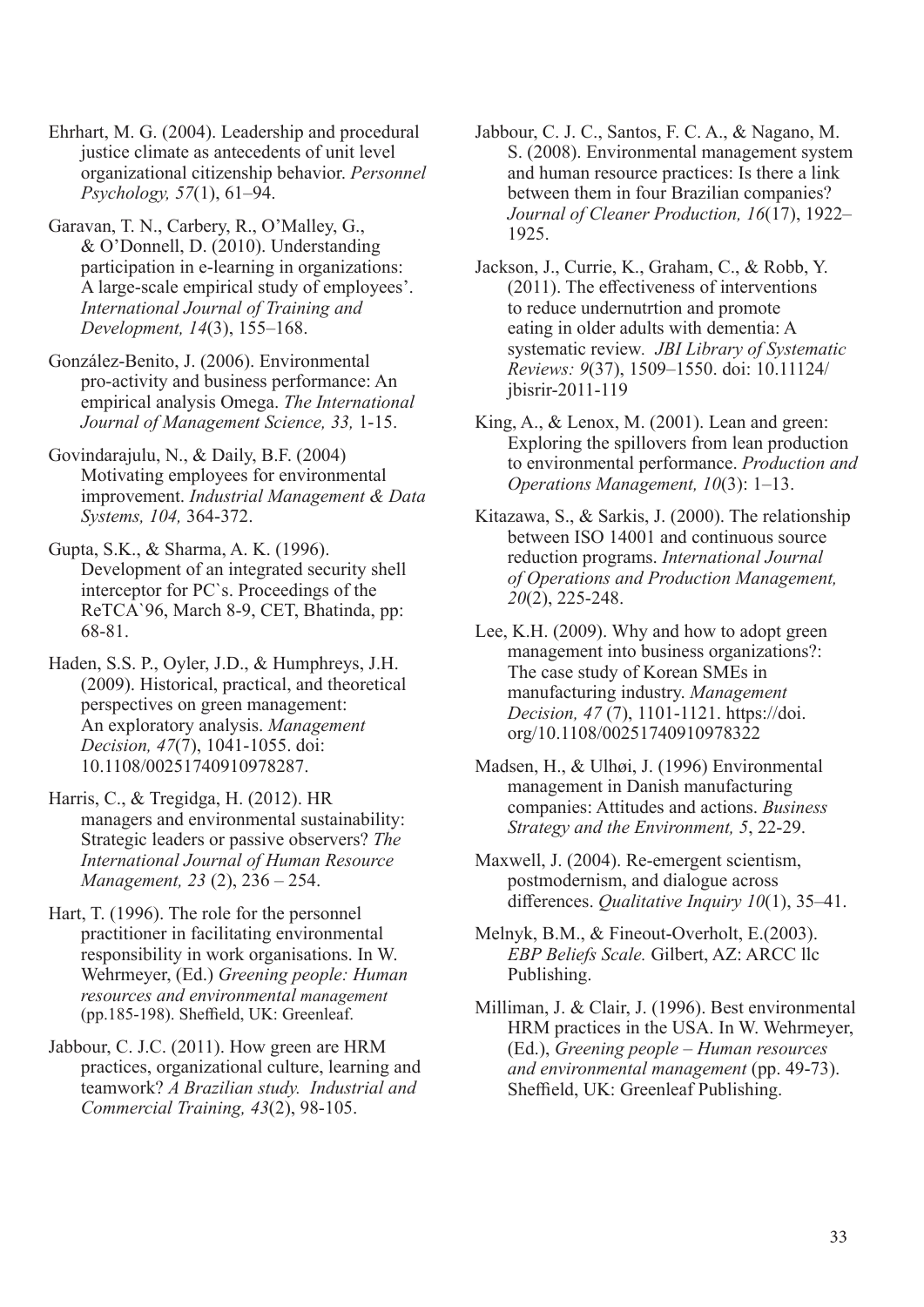Ehrhart, M. G. (2004). Leadership and procedural justice climate as antecedents of unit level organizational citizenship behavior. *Personnel Psychology, 57*(1), 61–94.

Garavan, T. N., Carbery, R., O'Malley, G., & O'Donnell, D. (2010). Understanding participation in e-learning in organizations: A large-scale empirical study of employees'. *International Journal of Training and Development, 14*(3), 155–168.

González-Benito, J. (2006). Environmental pro-activity and business performance: An empirical analysis Omega. *The International Journal of Management Science, 33,* 1-15.

Govindarajulu, N., & Daily, B.F. (2004) Motivating employees for environmental improvement. *Industrial Management & Data Systems, 104,* 364-372.

Gupta, S.K., & Sharma, A. K. (1996). Development of an integrated security shell interceptor for PC`s. Proceedings of the ReTCA`96, March 8-9, CET, Bhatinda, pp: 68-81.

Haden, S.S. P., Oyler, J.D., & Humphreys, J.H. (2009). Historical, practical, and theoretical perspectives on green management: An exploratory analysis. *Management Decision, 47*(7), 1041-1055. doi: 10.1108/00251740910978287.

Harris, C., & Tregidga, H. (2012). HR managers and environmental sustainability: Strategic leaders or passive observers? *The International Journal of Human Resource Management, 23* (2), 236 – 254.

Hart, T. (1996). The role for the personnel practitioner in facilitating environmental responsibility in work organisations. In W. Wehrmeyer, (Ed.) *Greening people: Human resources and environmental management* (pp.185-198). Sheffield, UK: Greenleaf.

Jabbour, C. J.C. (2011). How green are HRM practices, organizational culture, learning and teamwork? *A Brazilian study. Industrial and Commercial Training, 43*(2), 98-105.

Jabbour, C. J. C., Santos, F. C. A., & Nagano, M. S. (2008). Environmental management system and human resource practices: Is there a link between them in four Brazilian companies? *Journal of Cleaner Production, 16*(17), 1922–1925.

Jackson, J., Currie, K., Graham, C., & Robb, Y. (2011). The effectiveness of interventions to reduce undernutrtion and promote eating in older adults with dementia: A systematic review. *JBI Library of Systematic Reviews: 9*(37), 1509–1550. doi: 10.11124/jbisrir-2011-119

King, A., & Lenox, M. (2001). Lean and green: Exploring the spillovers from lean production to environmental performance. *Production and Operations Management, 10*(3): 1–13.

Kitazawa, S., & Sarkis, J. (2000). The relationship between ISO 14001 and continuous source reduction programs. *International Journal of Operations and Production Management, 20*(2), 225-248.

Lee, K.H. (2009). Why and how to adopt green management into business organizations?: The case study of Korean SMEs in manufacturing industry. *Management Decision, 47* (7), 1101-1121. https://doi.org/10.1108/00251740910978322

Madsen, H., & Ulhøi, J. (1996) Environmental management in Danish manufacturing companies: Attitudes and actions. *Business Strategy and the Environment, 5*, 22-29.

Maxwell, J. (2004). Re-emergent scientism, postmodernism, and dialogue across differences. *Qualitative Inquiry 10*(1), 35–41.

Melnyk, B.M., & Fineout-Overholt, E.(2003). *EBP Beliefs Scale.* Gilbert, AZ: ARCC llc Publishing.

Milliman, J. & Clair, J. (1996). Best environmental HRM practices in the USA. In W. Wehrmeyer, (Ed.), *Greening people – Human resources and environmental management* (pp. 49-73). Sheffield, UK: Greenleaf Publishing.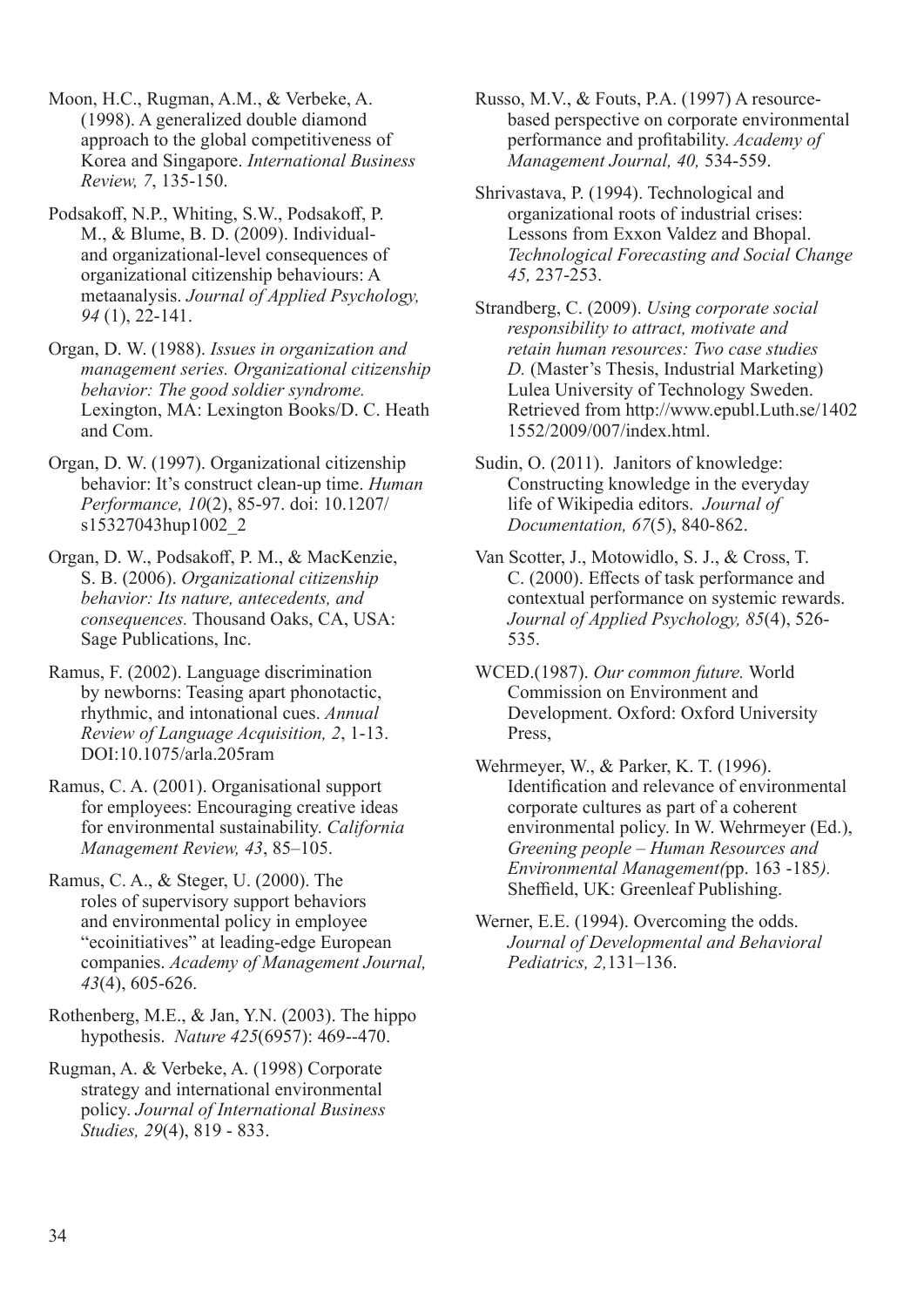Moon, H.C., Rugman, A.M., & Verbeke, A. (1998). A generalized double diamond approach to the global competitiveness of Korea and Singapore. *International Business Review, 7*, 135-150.

Podsakoff, N.P., Whiting, S.W., Podsakoff, P. M., & Blume, B. D. (2009). Individual- and organizational-level consequences of organizational citizenship behaviours: A metaanalysis. *Journal of Applied Psychology, 94* (1), 22-141.

Organ, D. W. (1988). *Issues in organization and management series. Organizational citizenship behavior: The good soldier syndrome.* Lexington, MA: Lexington Books/D. C. Heath and Com.

Organ, D. W. (1997). Organizational citizenship behavior: It's construct clean-up time. *Human Performance, 10*(2), 85-97. doi: 10.1207/s15327043hup1002_2

Organ, D. W., Podsakoff, P. M., & MacKenzie, S. B. (2006). *Organizational citizenship behavior: Its nature, antecedents, and consequences.* Thousand Oaks, CA, USA: Sage Publications, Inc.

Ramus, F. (2002). Language discrimination by newborns: Teasing apart phonotactic, rhythmic, and intonational cues. *Annual Review of Language Acquisition, 2*, 1-13. DOI:10.1075/arla.205ram

Ramus, C. A. (2001). Organisational support for employees: Encouraging creative ideas for environmental sustainability. *California Management Review, 43*, 85–105.

Ramus, C. A., & Steger, U. (2000). The roles of supervisory support behaviors and environmental policy in employee "ecoinitiatives" at leading-edge European companies. *Academy of Management Journal, 43*(4), 605-626.

Rothenberg, M.E., & Jan, Y.N. (2003). The hippo hypothesis. *Nature 425*(6957): 469--470.

Rugman, A. & Verbeke, A. (1998) Corporate strategy and international environmental policy. *Journal of International Business Studies, 29*(4), 819 - 833.

Russo, M.V., & Fouts, P.A. (1997) A resource-based perspective on corporate environmental performance and profitability. *Academy of Management Journal, 40,* 534-559.

Shrivastava, P. (1994). Technological and organizational roots of industrial crises: Lessons from Exxon Valdez and Bhopal. *Technological Forecasting and Social Change 45,* 237-253.

Strandberg, C. (2009). *Using corporate social responsibility to attract, motivate and retain human resources: Two case studies D.* (Master's Thesis, Industrial Marketing) Lulea University of Technology Sweden. Retrieved from http://www.epubl.Luth.se/14021552/2009/007/index.html.

Sudin, O. (2011). Janitors of knowledge: Constructing knowledge in the everyday life of Wikipedia editors. *Journal of Documentation, 67*(5), 840-862.

Van Scotter, J., Motowidlo, S. J., & Cross, T. C. (2000). Effects of task performance and contextual performance on systemic rewards. *Journal of Applied Psychology, 85*(4), 526-535.

WCED.(1987). *Our common future.* World Commission on Environment and Development. Oxford: Oxford University Press,

Wehrmeyer, W., & Parker, K. T. (1996). Identification and relevance of environmental corporate cultures as part of a coherent environmental policy. In W. Wehrmeyer (Ed.), *Greening people – Human Resources and Environmental Management(*pp. 163 -185*).* Sheffield, UK: Greenleaf Publishing.

Werner, E.E. (1994). Overcoming the odds. *Journal of Developmental and Behavioral Pediatrics, 2,*131–136.